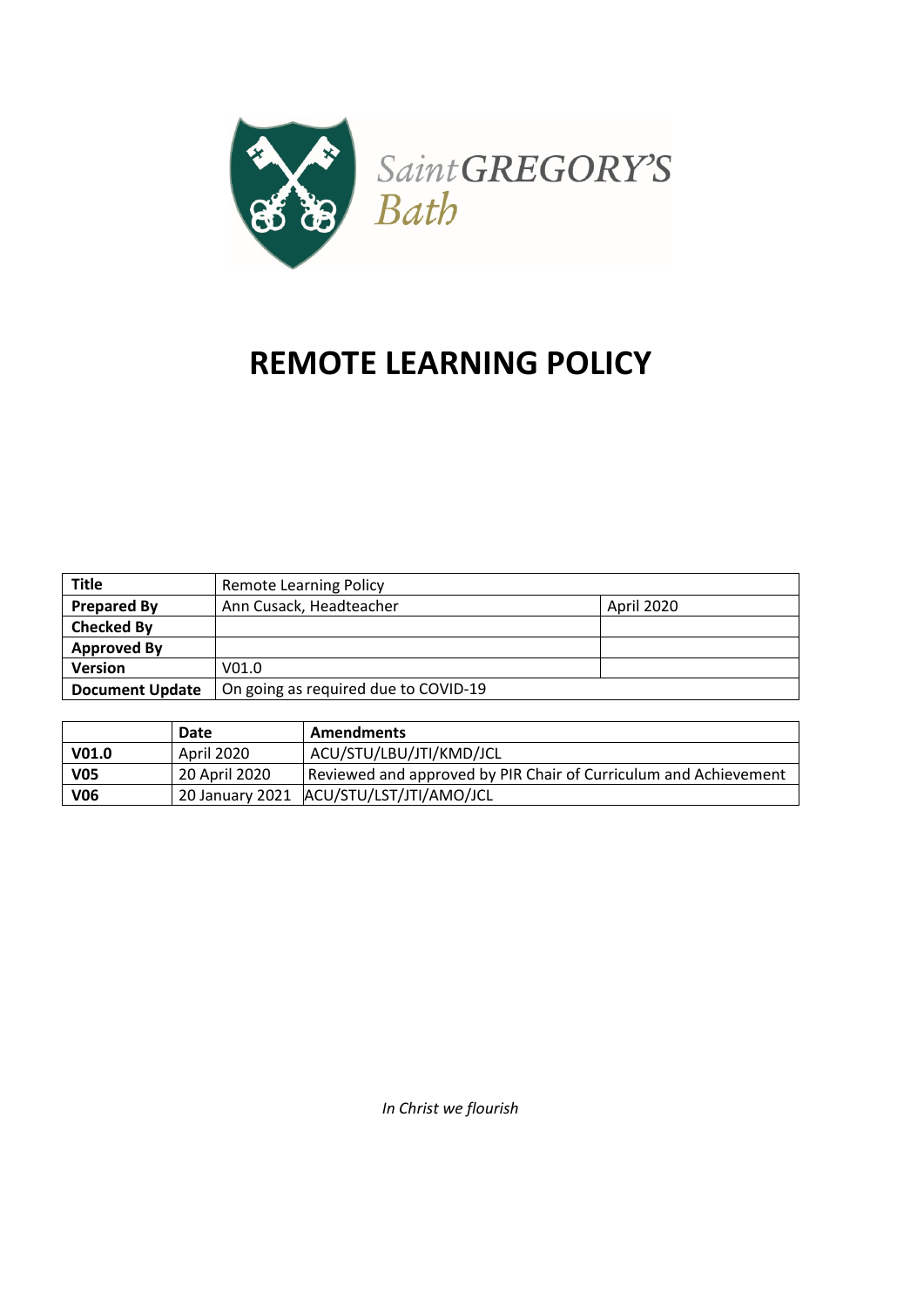Saint GREGORY'S
Bath

# REMOTE LEARNING POLICY

| Title | Remote Learning Policy | |
|---|---|---|
| Prepared By | Ann Cusack, Headteacher | April 2020 |
| Checked By | | |
| Approved By | | |
| Version | V01.0 | |
| Document Update | On going as required due to COVID-19 | |

| | Date | Amendments |
|---|---|---|
| V01.0 | April 2020 | ACU/STU/LBU/JTI/KMD/JCL |
| V05 | 20 April 2020 | Reviewed and approved by PIR Chair of Curriculum and Achievement |
| V06 | 20 January 2021 | ACU/STU/LST/JTI/AMO/JCL |

*In Christ we flourish*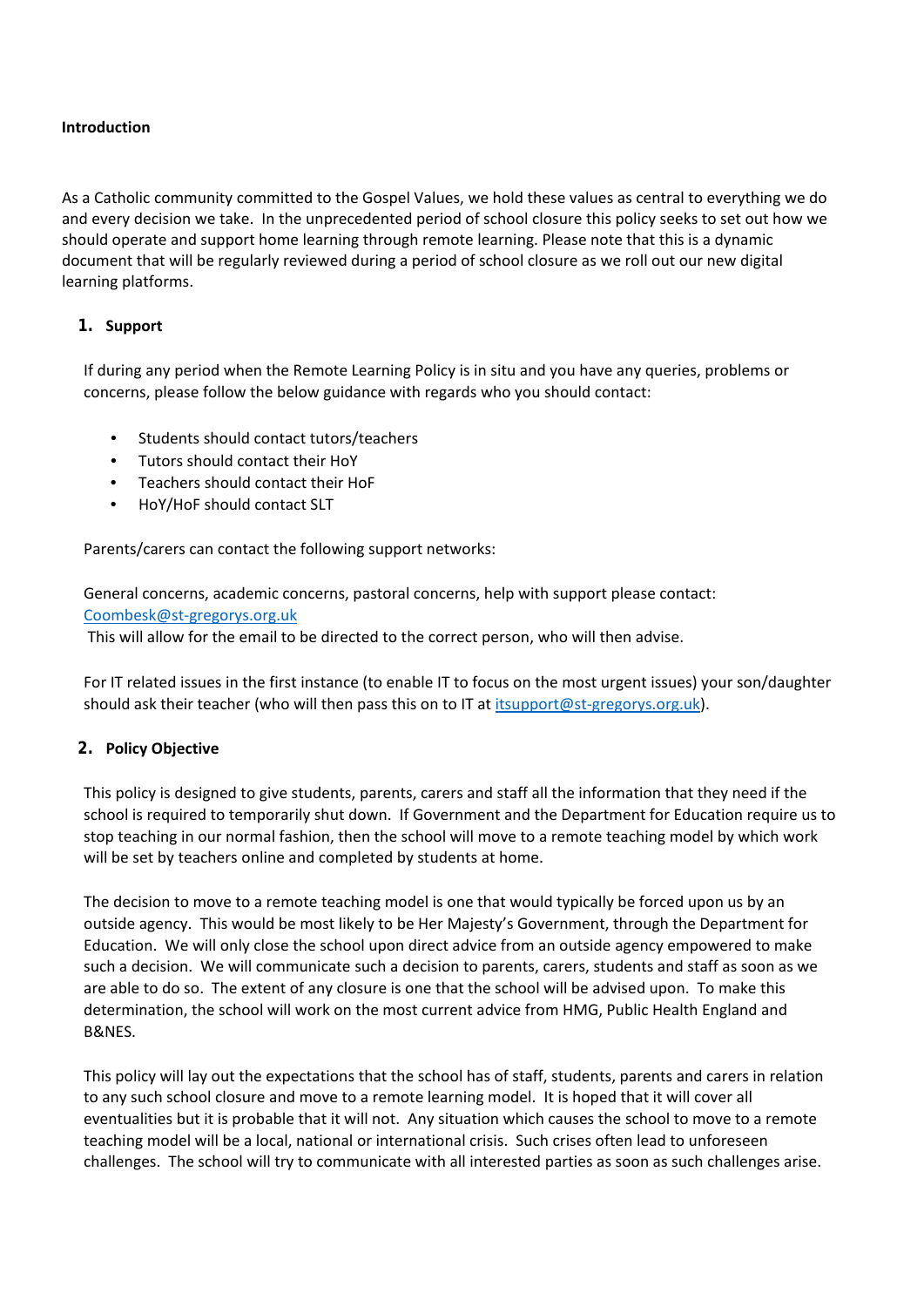**Introduction**

As a Catholic community committed to the Gospel Values, we hold these values as central to everything we do and every decision we take. In the unprecedented period of school closure this policy seeks to set out how we should operate and support home learning through remote learning. Please note that this is a dynamic document that will be regularly reviewed during a period of school closure as we roll out our new digital learning platforms.

## 1. Support

If during any period when the Remote Learning Policy is in situ and you have any queries, problems or concerns, please follow the below guidance with regards who you should contact:

- Students should contact tutors/teachers
- Tutors should contact their HoY
- Teachers should contact their HoF
- HoY/HoF should contact SLT

Parents/carers can contact the following support networks:

General concerns, academic concerns, pastoral concerns, help with support please contact:
Coombesk@st-gregorys.org.uk
This will allow for the email to be directed to the correct person, who will then advise.

For IT related issues in the first instance (to enable IT to focus on the most urgent issues) your son/daughter should ask their teacher (who will then pass this on to IT at itsupport@st-gregorys.org.uk).

## 2. Policy Objective

This policy is designed to give students, parents, carers and staff all the information that they need if the school is required to temporarily shut down. If Government and the Department for Education require us to stop teaching in our normal fashion, then the school will move to a remote teaching model by which work will be set by teachers online and completed by students at home.

The decision to move to a remote teaching model is one that would typically be forced upon us by an outside agency. This would be most likely to be Her Majesty's Government, through the Department for Education. We will only close the school upon direct advice from an outside agency empowered to make such a decision. We will communicate such a decision to parents, carers, students and staff as soon as we are able to do so. The extent of any closure is one that the school will be advised upon. To make this determination, the school will work on the most current advice from HMG, Public Health England and B&NES.

This policy will lay out the expectations that the school has of staff, students, parents and carers in relation to any such school closure and move to a remote learning model. It is hoped that it will cover all eventualities but it is probable that it will not. Any situation which causes the school to move to a remote teaching model will be a local, national or international crisis. Such crises often lead to unforeseen challenges. The school will try to communicate with all interested parties as soon as such challenges arise.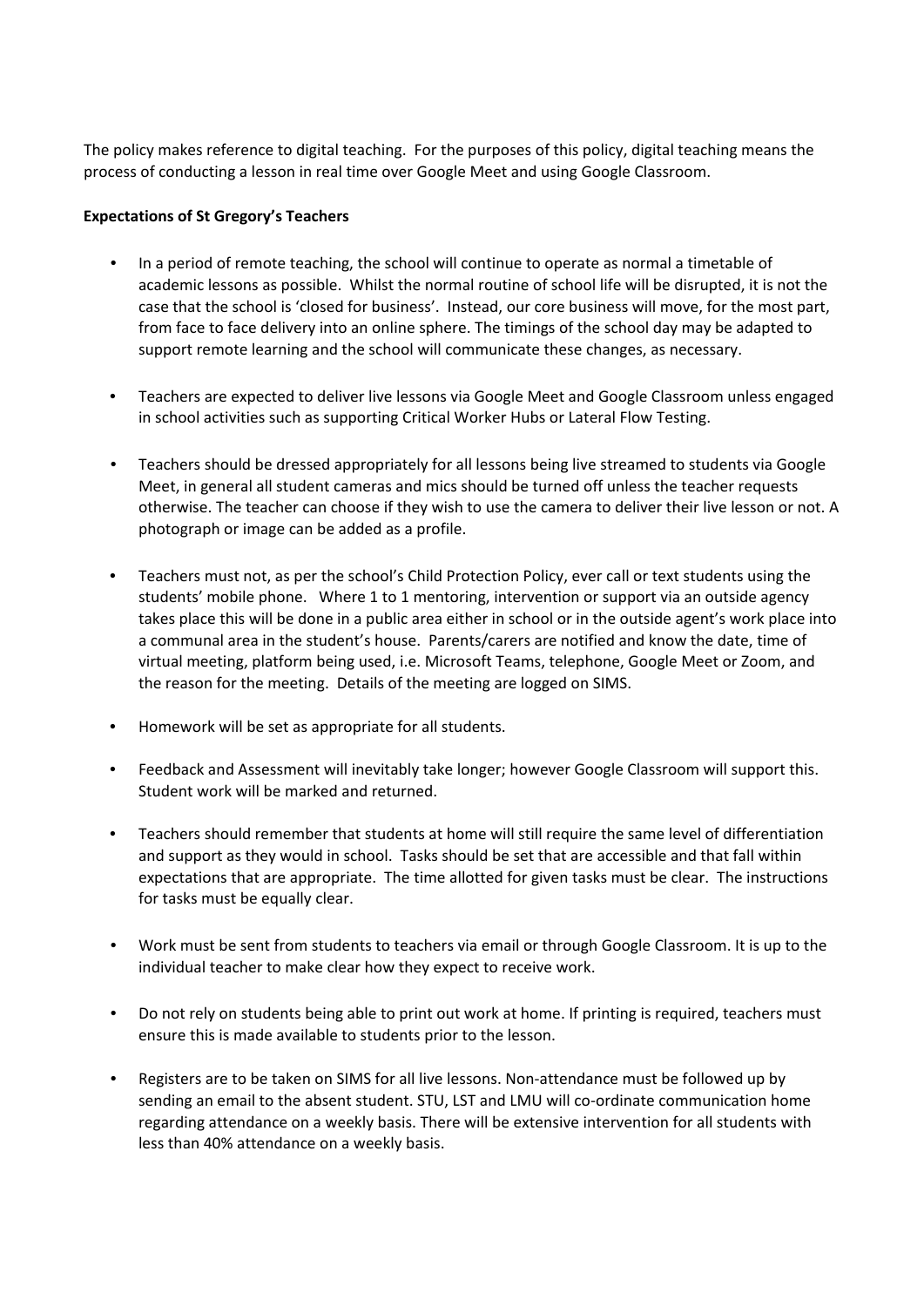The policy makes reference to digital teaching. For the purposes of this policy, digital teaching means the process of conducting a lesson in real time over Google Meet and using Google Classroom.

**Expectations of St Gregory's Teachers**

- In a period of remote teaching, the school will continue to operate as normal a timetable of academic lessons as possible. Whilst the normal routine of school life will be disrupted, it is not the case that the school is 'closed for business'. Instead, our core business will move, for the most part, from face to face delivery into an online sphere. The timings of the school day may be adapted to support remote learning and the school will communicate these changes, as necessary.

- Teachers are expected to deliver live lessons via Google Meet and Google Classroom unless engaged in school activities such as supporting Critical Worker Hubs or Lateral Flow Testing.

- Teachers should be dressed appropriately for all lessons being live streamed to students via Google Meet, in general all student cameras and mics should be turned off unless the teacher requests otherwise. The teacher can choose if they wish to use the camera to deliver their live lesson or not. A photograph or image can be added as a profile.

- Teachers must not, as per the school's Child Protection Policy, ever call or text students using the students' mobile phone. Where 1 to 1 mentoring, intervention or support via an outside agency takes place this will be done in a public area either in school or in the outside agent's work place into a communal area in the student's house. Parents/carers are notified and know the date, time of virtual meeting, platform being used, i.e. Microsoft Teams, telephone, Google Meet or Zoom, and the reason for the meeting. Details of the meeting are logged on SIMS.

- Homework will be set as appropriate for all students.

- Feedback and Assessment will inevitably take longer; however Google Classroom will support this. Student work will be marked and returned.

- Teachers should remember that students at home will still require the same level of differentiation and support as they would in school. Tasks should be set that are accessible and that fall within expectations that are appropriate. The time allotted for given tasks must be clear. The instructions for tasks must be equally clear.

- Work must be sent from students to teachers via email or through Google Classroom. It is up to the individual teacher to make clear how they expect to receive work.

- Do not rely on students being able to print out work at home. If printing is required, teachers must ensure this is made available to students prior to the lesson.

- Registers are to be taken on SIMS for all live lessons. Non-attendance must be followed up by sending an email to the absent student. STU, LST and LMU will co-ordinate communication home regarding attendance on a weekly basis. There will be extensive intervention for all students with less than 40% attendance on a weekly basis.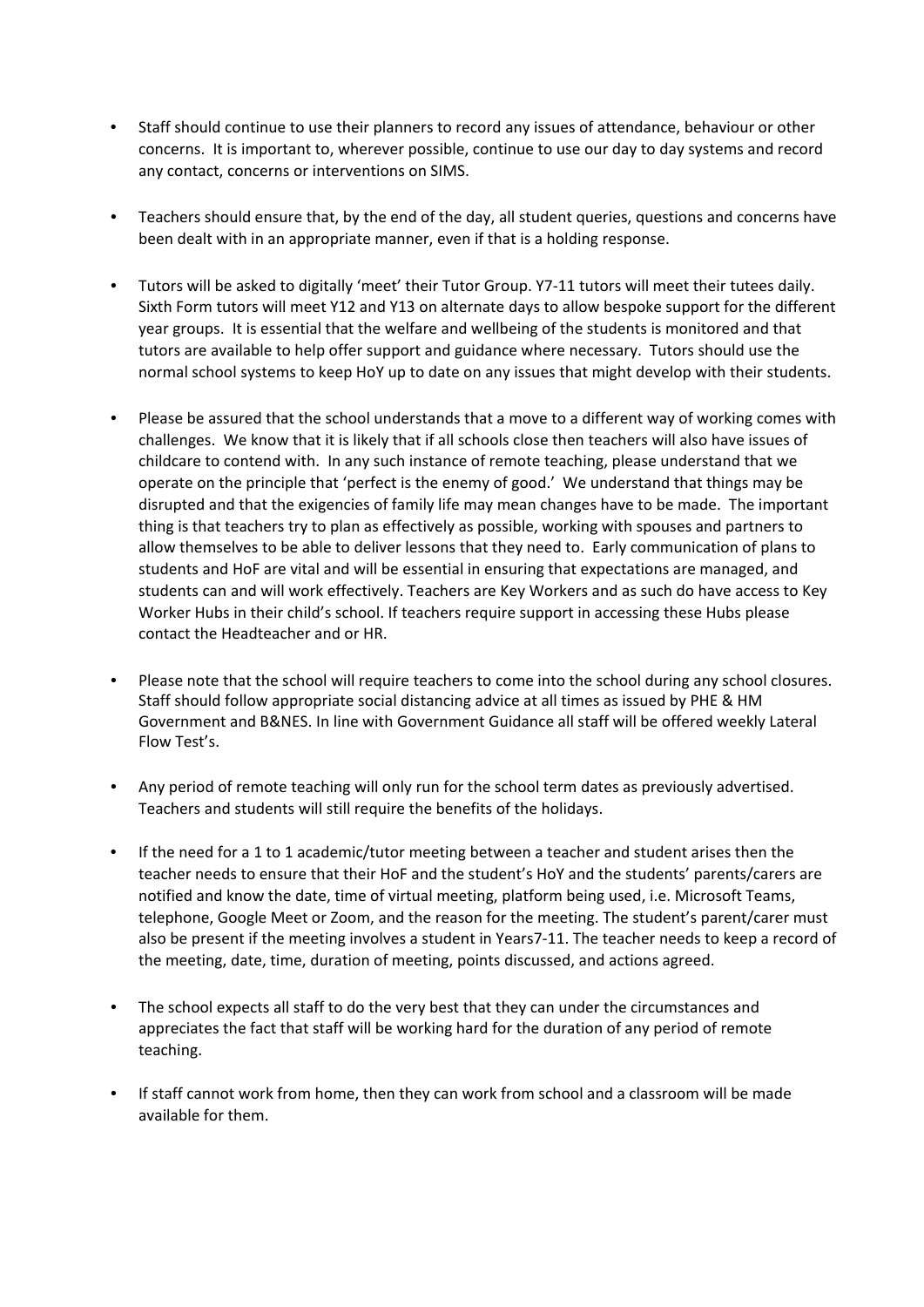- Staff should continue to use their planners to record any issues of attendance, behaviour or other concerns. It is important to, wherever possible, continue to use our day to day systems and record any contact, concerns or interventions on SIMS.

- Teachers should ensure that, by the end of the day, all student queries, questions and concerns have been dealt with in an appropriate manner, even if that is a holding response.

- Tutors will be asked to digitally 'meet' their Tutor Group. Y7-11 tutors will meet their tutees daily. Sixth Form tutors will meet Y12 and Y13 on alternate days to allow bespoke support for the different year groups. It is essential that the welfare and wellbeing of the students is monitored and that tutors are available to help offer support and guidance where necessary. Tutors should use the normal school systems to keep HoY up to date on any issues that might develop with their students.

- Please be assured that the school understands that a move to a different way of working comes with challenges. We know that it is likely that if all schools close then teachers will also have issues of childcare to contend with. In any such instance of remote teaching, please understand that we operate on the principle that 'perfect is the enemy of good.' We understand that things may be disrupted and that the exigencies of family life may mean changes have to be made. The important thing is that teachers try to plan as effectively as possible, working with spouses and partners to allow themselves to be able to deliver lessons that they need to. Early communication of plans to students and HoF are vital and will be essential in ensuring that expectations are managed, and students can and will work effectively. Teachers are Key Workers and as such do have access to Key Worker Hubs in their child's school. If teachers require support in accessing these Hubs please contact the Headteacher and or HR.

- Please note that the school will require teachers to come into the school during any school closures. Staff should follow appropriate social distancing advice at all times as issued by PHE & HM Government and B&NES. In line with Government Guidance all staff will be offered weekly Lateral Flow Test's.

- Any period of remote teaching will only run for the school term dates as previously advertised. Teachers and students will still require the benefits of the holidays.

- If the need for a 1 to 1 academic/tutor meeting between a teacher and student arises then the teacher needs to ensure that their HoF and the student's HoY and the students' parents/carers are notified and know the date, time of virtual meeting, platform being used, i.e. Microsoft Teams, telephone, Google Meet or Zoom, and the reason for the meeting. The student's parent/carer must also be present if the meeting involves a student in Years7-11. The teacher needs to keep a record of the meeting, date, time, duration of meeting, points discussed, and actions agreed.

- The school expects all staff to do the very best that they can under the circumstances and appreciates the fact that staff will be working hard for the duration of any period of remote teaching.

- If staff cannot work from home, then they can work from school and a classroom will be made available for them.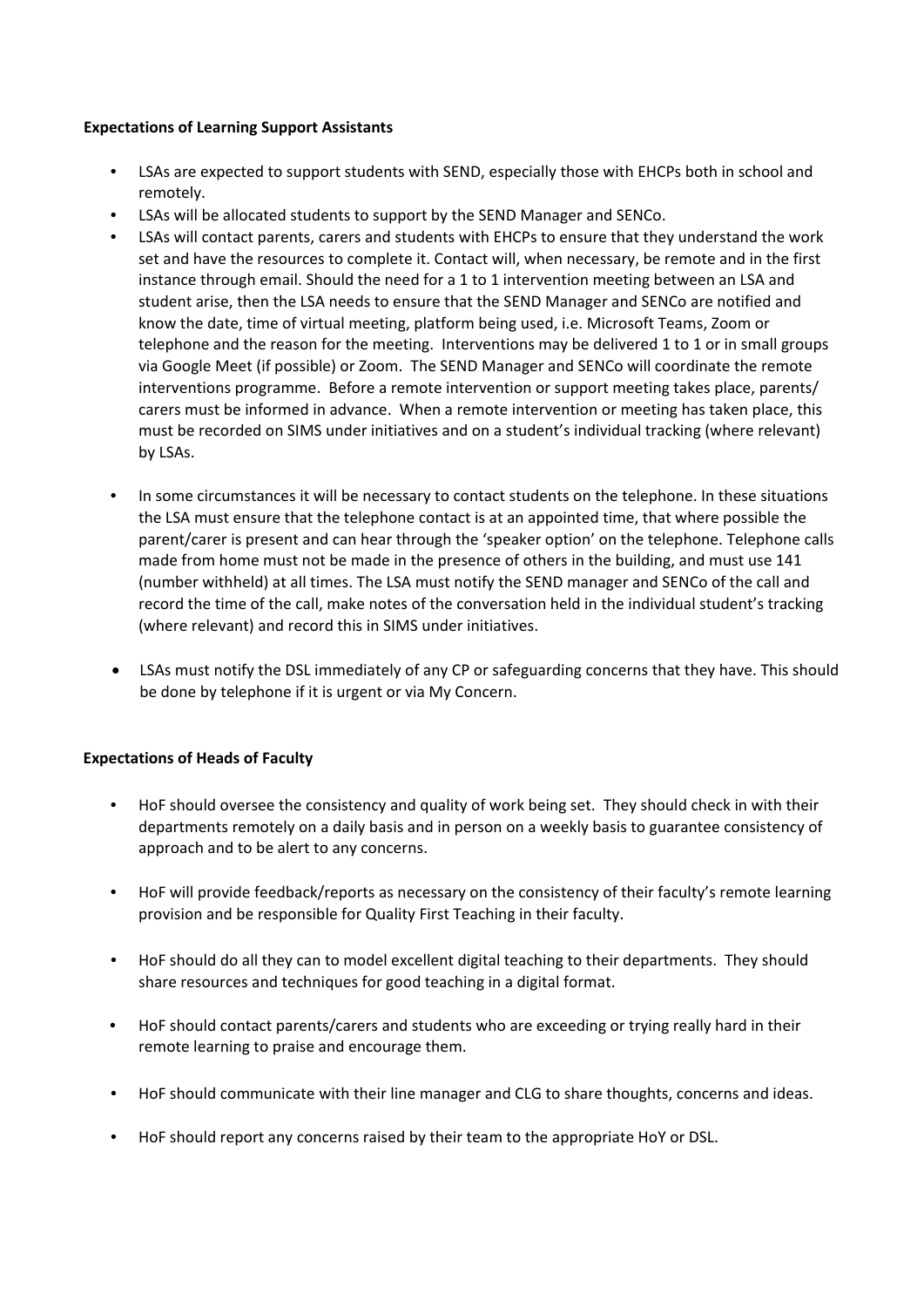**Expectations of Learning Support Assistants**

- LSAs are expected to support students with SEND, especially those with EHCPs both in school and remotely.
- LSAs will be allocated students to support by the SEND Manager and SENCo.
- LSAs will contact parents, carers and students with EHCPs to ensure that they understand the work set and have the resources to complete it. Contact will, when necessary, be remote and in the first instance through email. Should the need for a 1 to 1 intervention meeting between an LSA and student arise, then the LSA needs to ensure that the SEND Manager and SENCo are notified and know the date, time of virtual meeting, platform being used, i.e. Microsoft Teams, Zoom or telephone and the reason for the meeting. Interventions may be delivered 1 to 1 or in small groups via Google Meet (if possible) or Zoom. The SEND Manager and SENCo will coordinate the remote interventions programme. Before a remote intervention or support meeting takes place, parents/ carers must be informed in advance. When a remote intervention or meeting has taken place, this must be recorded on SIMS under initiatives and on a student's individual tracking (where relevant) by LSAs.

- In some circumstances it will be necessary to contact students on the telephone. In these situations the LSA must ensure that the telephone contact is at an appointed time, that where possible the parent/carer is present and can hear through the 'speaker option' on the telephone. Telephone calls made from home must not be made in the presence of others in the building, and must use 141 (number withheld) at all times. The LSA must notify the SEND manager and SENCo of the call and record the time of the call, make notes of the conversation held in the individual student's tracking (where relevant) and record this in SIMS under initiatives.

- LSAs must notify the DSL immediately of any CP or safeguarding concerns that they have. This should be done by telephone if it is urgent or via My Concern.

**Expectations of Heads of Faculty**

- HoF should oversee the consistency and quality of work being set. They should check in with their departments remotely on a daily basis and in person on a weekly basis to guarantee consistency of approach and to be alert to any concerns.

- HoF will provide feedback/reports as necessary on the consistency of their faculty's remote learning provision and be responsible for Quality First Teaching in their faculty.

- HoF should do all they can to model excellent digital teaching to their departments. They should share resources and techniques for good teaching in a digital format.

- HoF should contact parents/carers and students who are exceeding or trying really hard in their remote learning to praise and encourage them.

- HoF should communicate with their line manager and CLG to share thoughts, concerns and ideas.

- HoF should report any concerns raised by their team to the appropriate HoY or DSL.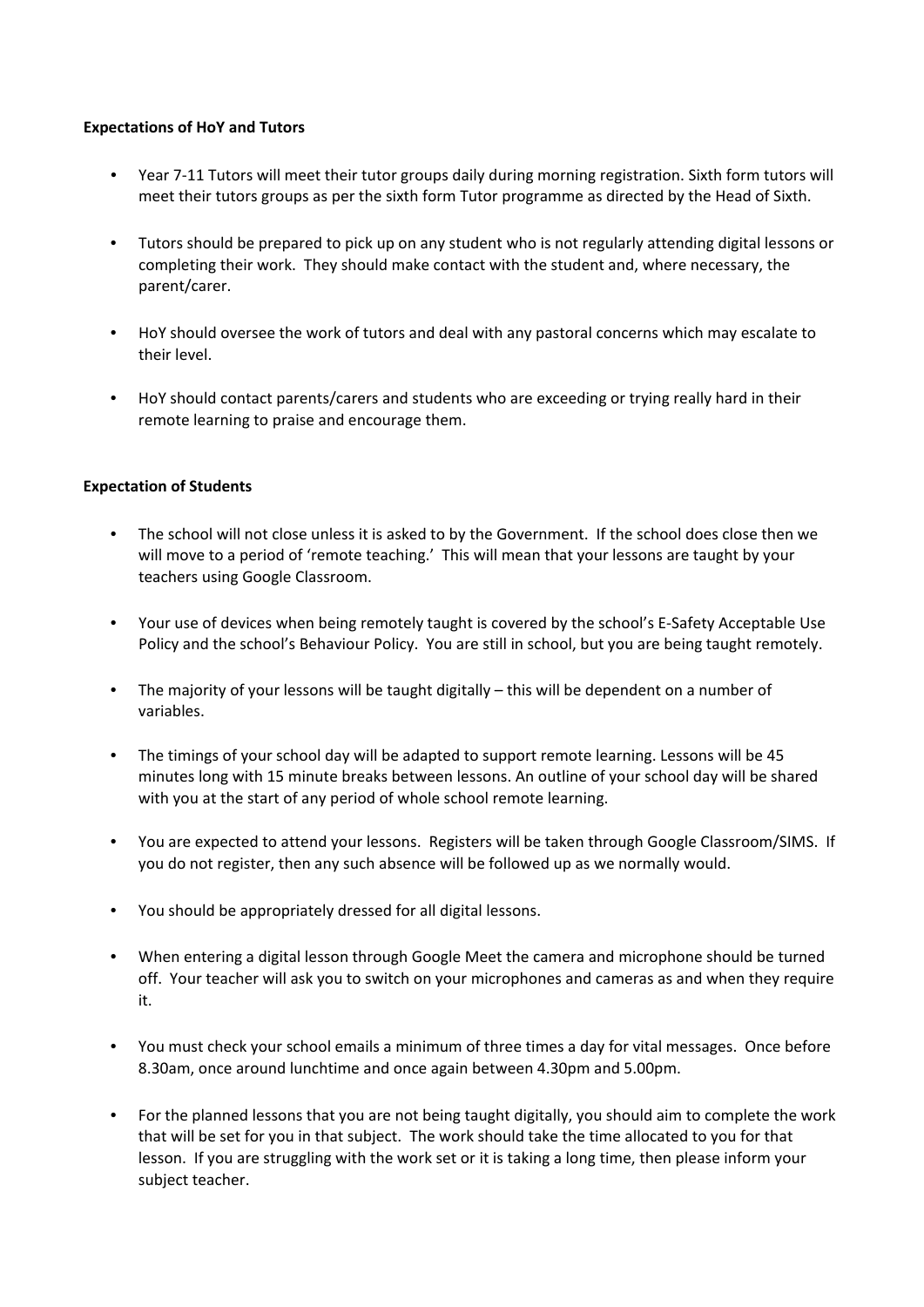**Expectations of HoY and Tutors**

- Year 7-11 Tutors will meet their tutor groups daily during morning registration. Sixth form tutors will meet their tutors groups as per the sixth form Tutor programme as directed by the Head of Sixth.
- Tutors should be prepared to pick up on any student who is not regularly attending digital lessons or completing their work. They should make contact with the student and, where necessary, the parent/carer.
- HoY should oversee the work of tutors and deal with any pastoral concerns which may escalate to their level.
- HoY should contact parents/carers and students who are exceeding or trying really hard in their remote learning to praise and encourage them.

**Expectation of Students**

- The school will not close unless it is asked to by the Government. If the school does close then we will move to a period of 'remote teaching.' This will mean that your lessons are taught by your teachers using Google Classroom.
- Your use of devices when being remotely taught is covered by the school's E-Safety Acceptable Use Policy and the school's Behaviour Policy. You are still in school, but you are being taught remotely.
- The majority of your lessons will be taught digitally – this will be dependent on a number of variables.
- The timings of your school day will be adapted to support remote learning. Lessons will be 45 minutes long with 15 minute breaks between lessons. An outline of your school day will be shared with you at the start of any period of whole school remote learning.
- You are expected to attend your lessons. Registers will be taken through Google Classroom/SIMS. If you do not register, then any such absence will be followed up as we normally would.
- You should be appropriately dressed for all digital lessons.
- When entering a digital lesson through Google Meet the camera and microphone should be turned off. Your teacher will ask you to switch on your microphones and cameras as and when they require it.
- You must check your school emails a minimum of three times a day for vital messages. Once before 8.30am, once around lunchtime and once again between 4.30pm and 5.00pm.
- For the planned lessons that you are not being taught digitally, you should aim to complete the work that will be set for you in that subject. The work should take the time allocated to you for that lesson. If you are struggling with the work set or it is taking a long time, then please inform your subject teacher.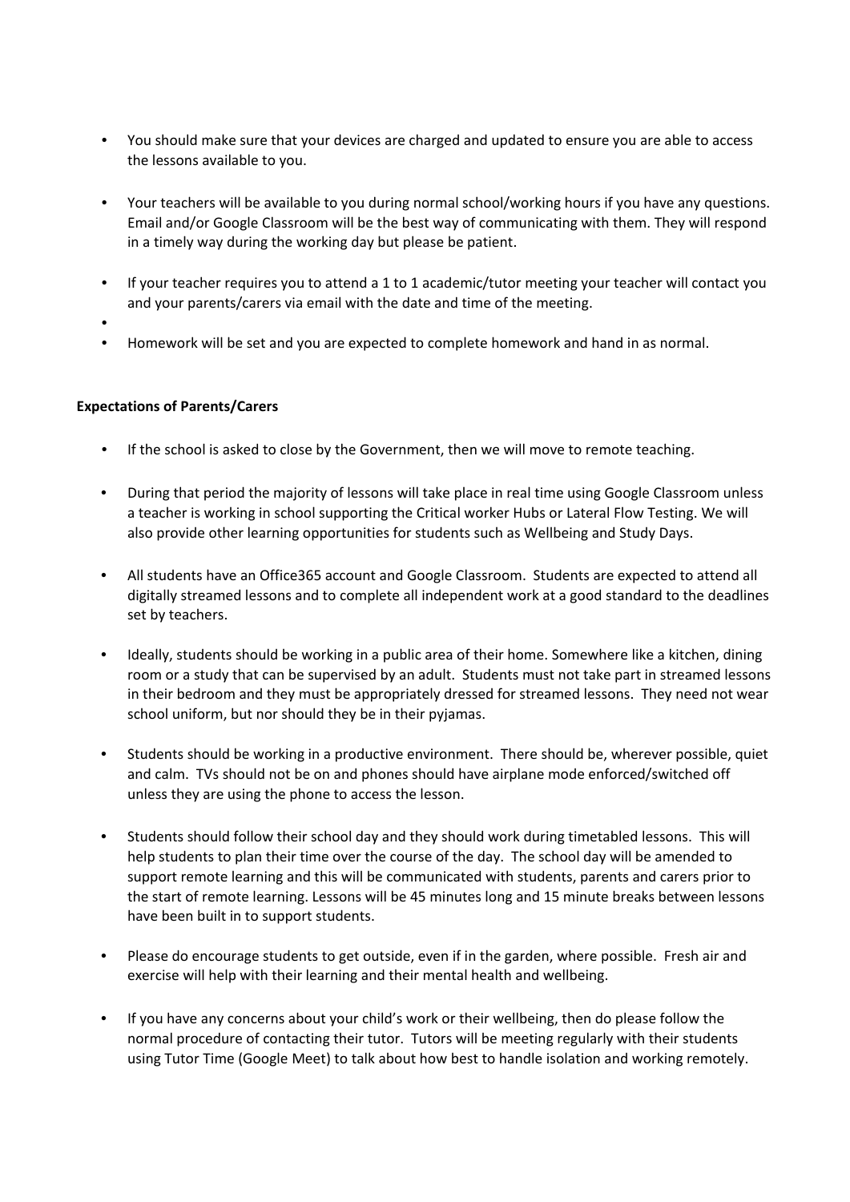- You should make sure that your devices are charged and updated to ensure you are able to access the lessons available to you.

- Your teachers will be available to you during normal school/working hours if you have any questions. Email and/or Google Classroom will be the best way of communicating with them. They will respond in a timely way during the working day but please be patient.

- If your teacher requires you to attend a 1 to 1 academic/tutor meeting your teacher will contact you and your parents/carers via email with the date and time of the meeting.

- Homework will be set and you are expected to complete homework and hand in as normal.

**Expectations of Parents/Carers**

- If the school is asked to close by the Government, then we will move to remote teaching.

- During that period the majority of lessons will take place in real time using Google Classroom unless a teacher is working in school supporting the Critical worker Hubs or Lateral Flow Testing. We will also provide other learning opportunities for students such as Wellbeing and Study Days.

- All students have an Office365 account and Google Classroom. Students are expected to attend all digitally streamed lessons and to complete all independent work at a good standard to the deadlines set by teachers.

- Ideally, students should be working in a public area of their home. Somewhere like a kitchen, dining room or a study that can be supervised by an adult. Students must not take part in streamed lessons in their bedroom and they must be appropriately dressed for streamed lessons. They need not wear school uniform, but nor should they be in their pyjamas.

- Students should be working in a productive environment. There should be, wherever possible, quiet and calm. TVs should not be on and phones should have airplane mode enforced/switched off unless they are using the phone to access the lesson.

- Students should follow their school day and they should work during timetabled lessons. This will help students to plan their time over the course of the day. The school day will be amended to support remote learning and this will be communicated with students, parents and carers prior to the start of remote learning. Lessons will be 45 minutes long and 15 minute breaks between lessons have been built in to support students.

- Please do encourage students to get outside, even if in the garden, where possible. Fresh air and exercise will help with their learning and their mental health and wellbeing.

- If you have any concerns about your child's work or their wellbeing, then do please follow the normal procedure of contacting their tutor. Tutors will be meeting regularly with their students using Tutor Time (Google Meet) to talk about how best to handle isolation and working remotely.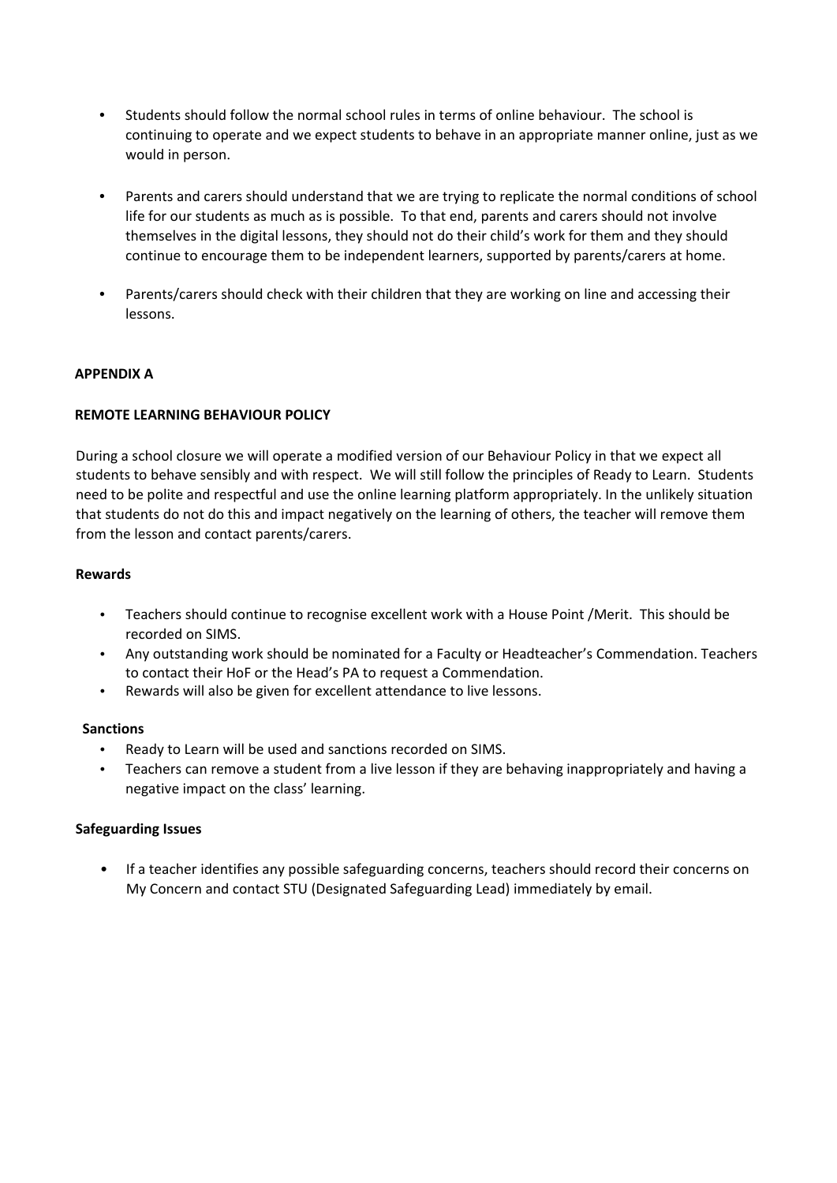- Students should follow the normal school rules in terms of online behaviour. The school is continuing to operate and we expect students to behave in an appropriate manner online, just as we would in person.

- Parents and carers should understand that we are trying to replicate the normal conditions of school life for our students as much as is possible. To that end, parents and carers should not involve themselves in the digital lessons, they should not do their child's work for them and they should continue to encourage them to be independent learners, supported by parents/carers at home.

- Parents/carers should check with their children that they are working on line and accessing their lessons.

## APPENDIX A

## REMOTE LEARNING BEHAVIOUR POLICY

During a school closure we will operate a modified version of our Behaviour Policy in that we expect all students to behave sensibly and with respect. We will still follow the principles of Ready to Learn. Students need to be polite and respectful and use the online learning platform appropriately. In the unlikely situation that students do not do this and impact negatively on the learning of others, the teacher will remove them from the lesson and contact parents/carers.

### Rewards

- Teachers should continue to recognise excellent work with a House Point /Merit. This should be recorded on SIMS.
- Any outstanding work should be nominated for a Faculty or Headteacher's Commendation. Teachers to contact their HoF or the Head's PA to request a Commendation.
- Rewards will also be given for excellent attendance to live lessons.

### Sanctions

- Ready to Learn will be used and sanctions recorded on SIMS.
- Teachers can remove a student from a live lesson if they are behaving inappropriately and having a negative impact on the class' learning.

### Safeguarding Issues

- If a teacher identifies any possible safeguarding concerns, teachers should record their concerns on My Concern and contact STU (Designated Safeguarding Lead) immediately by email.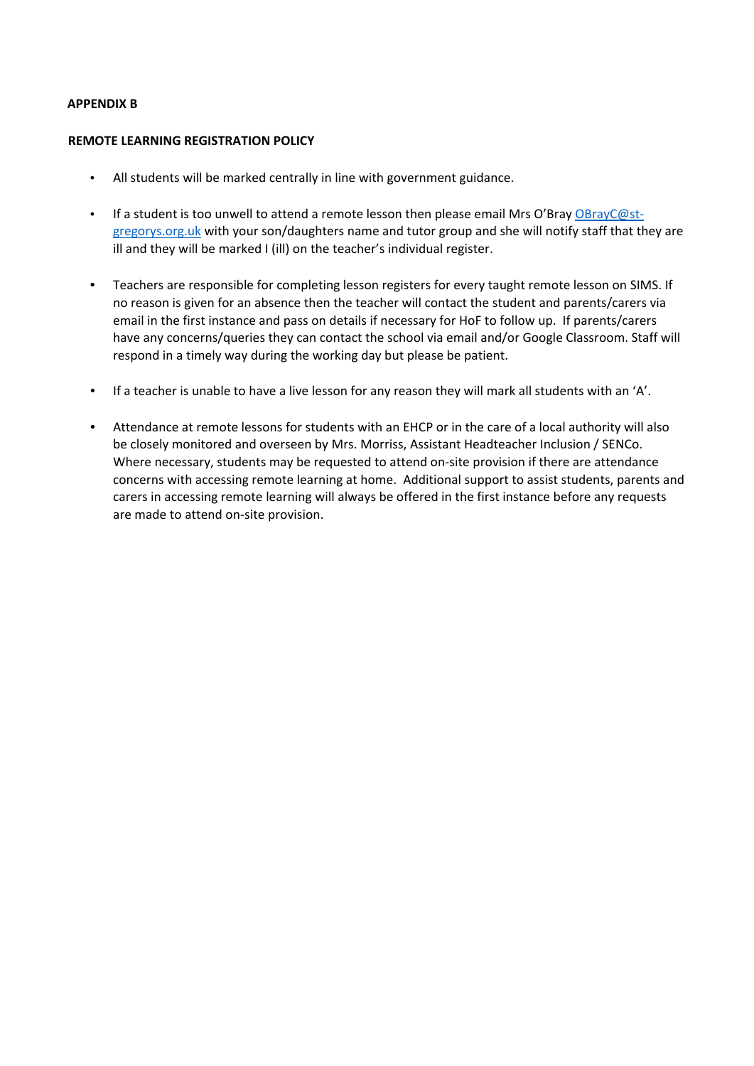**APPENDIX B**

**REMOTE LEARNING REGISTRATION POLICY**

- All students will be marked centrally in line with government guidance.

- If a student is too unwell to attend a remote lesson then please email Mrs O'Bray OBrayC@st-gregorys.org.uk with your son/daughters name and tutor group and she will notify staff that they are ill and they will be marked I (ill) on the teacher's individual register.

- Teachers are responsible for completing lesson registers for every taught remote lesson on SIMS. If no reason is given for an absence then the teacher will contact the student and parents/carers via email in the first instance and pass on details if necessary for HoF to follow up. If parents/carers have any concerns/queries they can contact the school via email and/or Google Classroom. Staff will respond in a timely way during the working day but please be patient.

- If a teacher is unable to have a live lesson for any reason they will mark all students with an 'A'.

- Attendance at remote lessons for students with an EHCP or in the care of a local authority will also be closely monitored and overseen by Mrs. Morriss, Assistant Headteacher Inclusion / SENCo. Where necessary, students may be requested to attend on-site provision if there are attendance concerns with accessing remote learning at home. Additional support to assist students, parents and carers in accessing remote learning will always be offered in the first instance before any requests are made to attend on-site provision.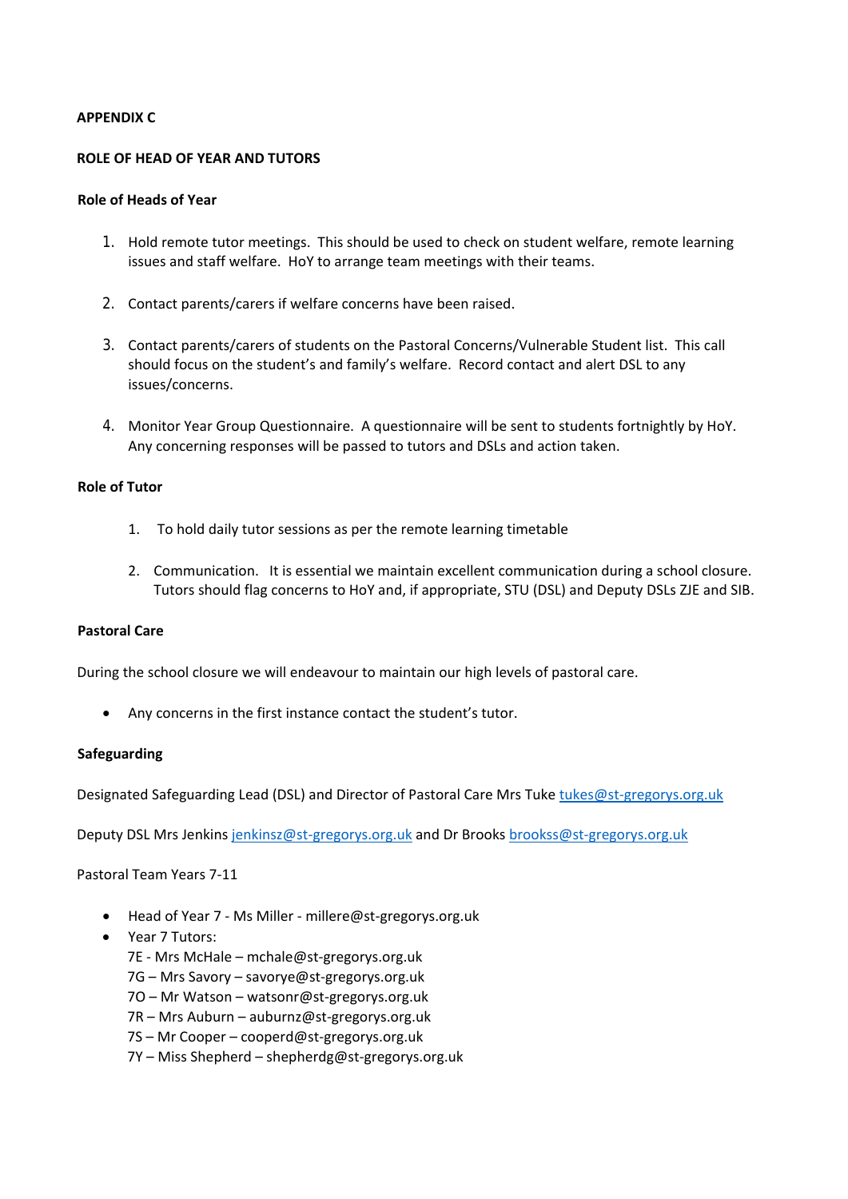**APPENDIX C**

**ROLE OF HEAD OF YEAR AND TUTORS**

**Role of Heads of Year**

1. Hold remote tutor meetings. This should be used to check on student welfare, remote learning issues and staff welfare. HoY to arrange team meetings with their teams.

2. Contact parents/carers if welfare concerns have been raised.

3. Contact parents/carers of students on the Pastoral Concerns/Vulnerable Student list. This call should focus on the student's and family's welfare. Record contact and alert DSL to any issues/concerns.

4. Monitor Year Group Questionnaire. A questionnaire will be sent to students fortnightly by HoY. Any concerning responses will be passed to tutors and DSLs and action taken.

**Role of Tutor**

1. To hold daily tutor sessions as per the remote learning timetable

2. Communication. It is essential we maintain excellent communication during a school closure. Tutors should flag concerns to HoY and, if appropriate, STU (DSL) and Deputy DSLs ZJE and SIB.

**Pastoral Care**

During the school closure we will endeavour to maintain our high levels of pastoral care.

- Any concerns in the first instance contact the student's tutor.

**Safeguarding**

Designated Safeguarding Lead (DSL) and Director of Pastoral Care Mrs Tuke tukes@st-gregorys.org.uk

Deputy DSL Mrs Jenkins jenkinsz@st-gregorys.org.uk and Dr Brooks brookss@st-gregorys.org.uk

Pastoral Team Years 7-11

- Head of Year 7 - Ms Miller - millere@st-gregorys.org.uk
- Year 7 Tutors:
  7E - Mrs McHale – mchale@st-gregorys.org.uk
  7G – Mrs Savory – savorye@st-gregorys.org.uk
  7O – Mr Watson – watsonr@st-gregorys.org.uk
  7R – Mrs Auburn – auburnz@st-gregorys.org.uk
  7S – Mr Cooper – cooperd@st-gregorys.org.uk
  7Y – Miss Shepherd – shepherdg@st-gregorys.org.uk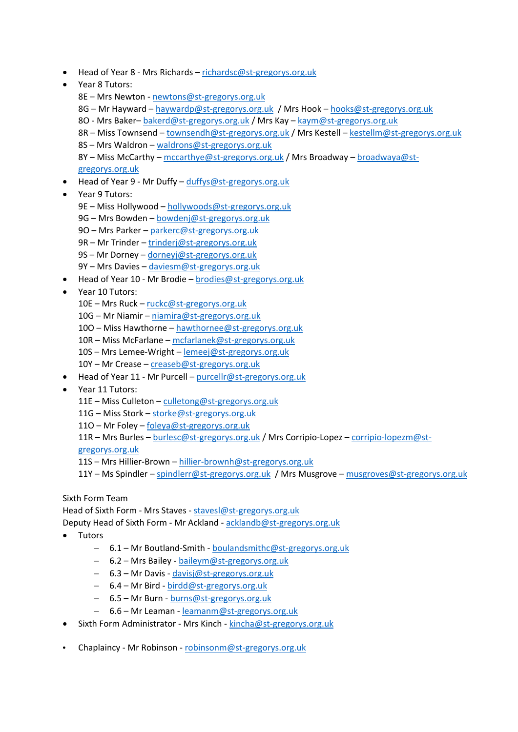- Head of Year 8 - Mrs Richards – richardsc@st-gregorys.org.uk
- Year 8 Tutors:
  8E – Mrs Newton - newtons@st-gregorys.org.uk
  8G – Mr Hayward – haywardp@st-gregorys.org.uk / Mrs Hook – hooks@st-gregorys.org.uk
  8O - Mrs Baker– bakerd@st-gregorys.org.uk / Mrs Kay – kaym@st-gregorys.org.uk
  8R – Miss Townsend – townsendh@st-gregorys.org.uk / Mrs Kestell – kestellm@st-gregorys.org.uk
  8S – Mrs Waldron – waldrons@st-gregorys.org.uk
  8Y – Miss McCarthy – mccarthye@st-gregorys.org.uk / Mrs Broadway – broadwaya@st-gregorys.org.uk
- Head of Year 9 - Mr Duffy – duffys@st-gregorys.org.uk
- Year 9 Tutors:
  9E – Miss Hollywood – hollywoods@st-gregorys.org.uk
  9G – Mrs Bowden – bowdenj@st-gregorys.org.uk
  9O – Mrs Parker – parkerc@st-gregorys.org.uk
  9R – Mr Trinder – trinderj@st-gregorys.org.uk
  9S – Mr Dorney – dorneyj@st-gregorys.org.uk
  9Y – Mrs Davies – daviesm@st-gregorys.org.uk
- Head of Year 10 - Mr Brodie – brodies@st-gregorys.org.uk
- Year 10 Tutors:
  10E – Mrs Ruck – ruckc@st-gregorys.org.uk
  10G – Mr Niamir – niamira@st-gregorys.org.uk
  10O – Miss Hawthorne – hawthornee@st-gregorys.org.uk
  10R – Miss McFarlane – mcfarlanek@st-gregorys.org.uk
  10S – Mrs Lemee-Wright – lemeej@st-gregorys.org.uk
  10Y – Mr Crease – creaseb@st-gregorys.org.uk
- Head of Year 11 - Mr Purcell – purcellr@st-gregorys.org.uk
- Year 11 Tutors:
  11E – Miss Culleton – culletong@st-gregorys.org.uk
  11G – Miss Stork – storke@st-gregorys.org.uk
  11O – Mr Foley – foleya@st-gregorys.org.uk
  11R – Mrs Burles – burlesc@st-gregorys.org.uk / Mrs Corripio-Lopez – corripio-lopezm@st-gregorys.org.uk
  11S – Mrs Hillier-Brown – hillier-brownh@st-gregorys.org.uk
  11Y – Ms Spindler – spindlerr@st-gregorys.org.uk / Mrs Musgrove – musgroves@st-gregorys.org.uk

Sixth Form Team
Head of Sixth Form - Mrs Staves - stavesl@st-gregorys.org.uk
Deputy Head of Sixth Form - Mr Ackland - acklandb@st-gregorys.org.uk

- Tutors
  - 6.1 – Mr Boutland-Smith - boulandsmithc@st-gregorys.org.uk
  - 6.2 – Mrs Bailey - baileym@st-gregorys.org.uk
  - 6.3 – Mr Davis - davisj@st-gregorys.org.uk
  - 6.4 – Mr Bird - birdd@st-gregorys.org.uk
  - 6.5 – Mr Burn - burns@st-gregorys.org.uk
  - 6.6 – Mr Leaman - leamanm@st-gregorys.org.uk
- Sixth Form Administrator - Mrs Kinch - kincha@st-gregorys.org.uk

- Chaplaincy - Mr Robinson - robinsonm@st-gregorys.org.uk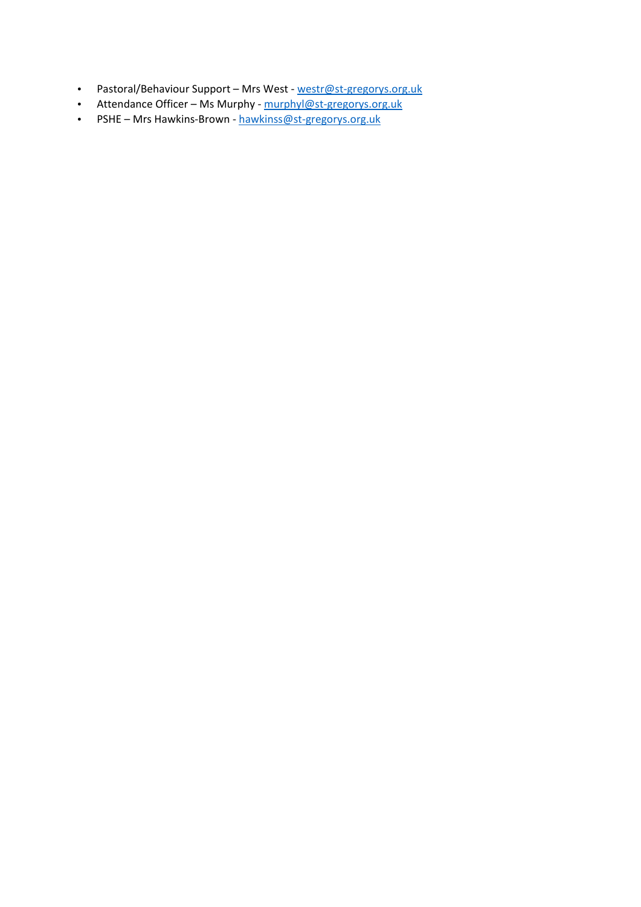- Pastoral/Behaviour Support – Mrs West - westr@st-gregorys.org.uk
- Attendance Officer – Ms Murphy - murphyl@st-gregorys.org.uk
- PSHE – Mrs Hawkins-Brown - hawkinss@st-gregorys.org.uk